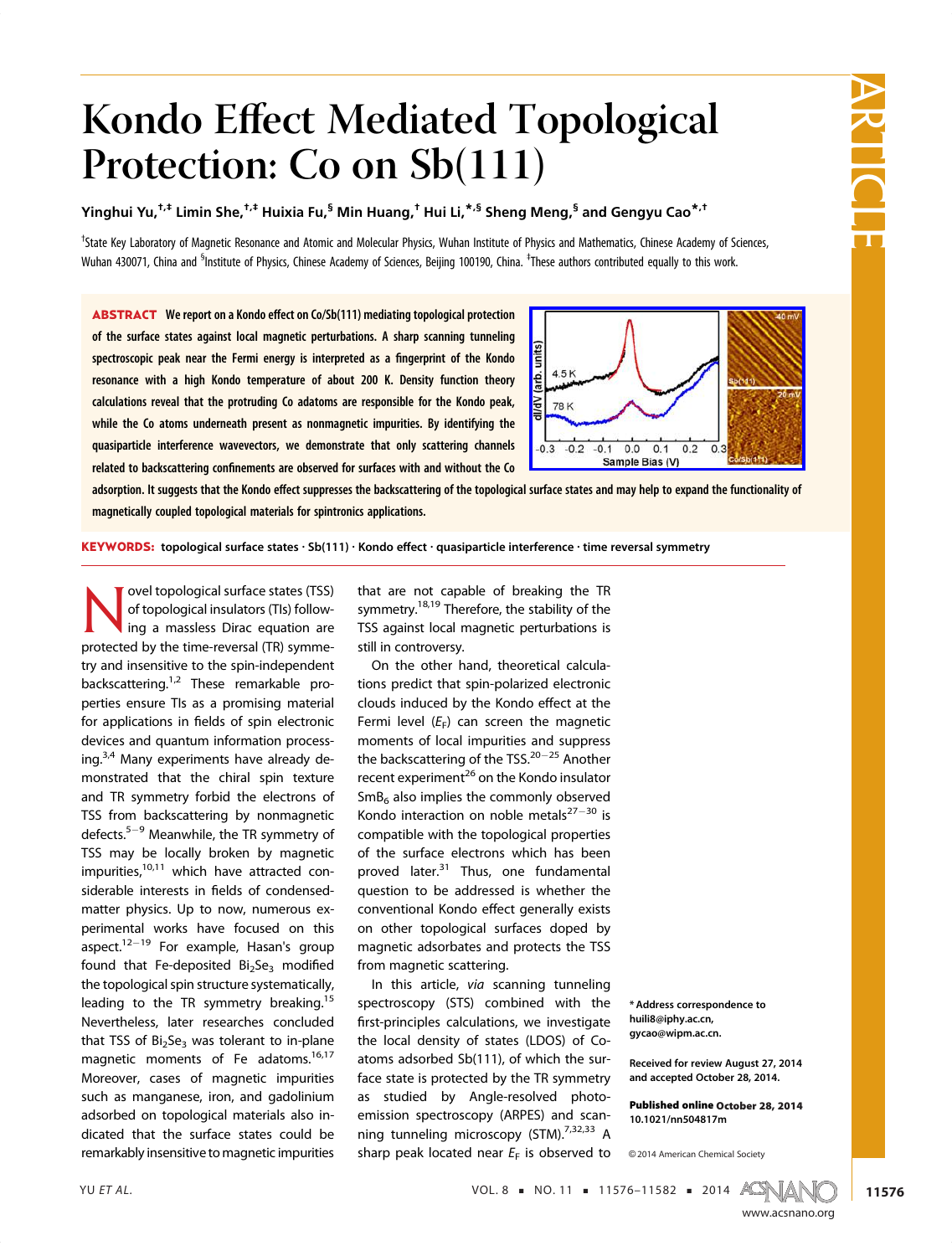# Kondo Effect Mediated Topological Protection: Co on Sb(111)

**Yinghui Yu,[†,‡] Limin She,[†,‡] Huixia Fu,[§] Min Huang,[†] Hui Li,[*,§] Sheng Meng,[§] and Gengyu Cao[*,†]**

[†]State Key Laboratory of Magnetic Resonance and Atomic and Molecular Physics, Wuhan Institute of Physics and Mathematics, Chinese Academy of Sciences, Wuhan 430071, China and [§]Institute of Physics, Chinese Academy of Sciences, Beijing 100190, China. [‡]These authors contributed equally to this work.

**ABSTRACT** We report on a Kondo effect on Co/Sb(111) mediating topological protection of the surface states against local magnetic perturbations. A sharp scanning tunneling spectroscopic peak near the Fermi energy is interpreted as a fingerprint of the Kondo resonance with a high Kondo temperature of about 200 K. Density functional theory calculations reveal that the protruding Co adatoms are responsible for the Kondo peak, while the Co atoms underneath present as nonmagnetic impurities. By identifying the quasiparticle interference wavevectors, we demonstrate that only scattering channels related to backscattering confinements are observed for surfaces with and without the Co adsorption. It suggests that the Kondo effect suppresses the backscattering of the topological surface states and may help to expand the functionality of magnetically coupled topological materials for spintronics applications.

**KEYWORDS:** topological surface states · Sb(111) · Kondo effect · quasiparticle interference · time reversal symmetry

Novel topological surface states (TSS) of topological insulators (TIs) following a massless Dirac equation are protected by the time-reversal (TR) symmetry and insensitive to the spin-independent backscattering.[1,2] These remarkable properties ensure TIs as a promising material for applications in fields of spin electronic devices and quantum information processing.[3,4] Many experiments have already demonstrated that the chiral spin texture and TR symmetry forbid the electrons of TSS from backscattering by nonmagnetic defects.[5−9] Meanwhile, the TR symmetry of TSS may be locally broken by magnetic impurities,[10,11] which have attracted considerable interests in fields of condensed-matter physics. Up to now, numerous experimental works have focused on this aspect.[12−19] For example, Hasan's group found that Fe-deposited $Bi_2Se_3$ modified the topological spin structure systematically, leading to the TR symmetry breaking.[15] Nevertheless, later researches concluded that TSS of $Bi_2Se_3$ was tolerant to in-plane magnetic moments of Fe adatoms.[16,17] Moreover, cases of magnetic impurities such as manganese, iron, and gadolinium adsorbed on topological materials also indicated that the surface states could be remarkably insensitive to magnetic impurities that are not capable of breaking the TR symmetry.[18,19] Therefore, the stability of the TSS against local magnetic perturbations is still in controversy.

On the other hand, theoretical calculations predict that spin-polarized electronic clouds induced by the Kondo effect at the Fermi level ($E_F$) can screen the magnetic moments of local impurities and suppress the backscattering of the TSS.[20−25] Another recent experiment[26] on the Kondo insulator $SmB_6$ also implies the commonly observed Kondo interaction on noble metals[27−30] is compatible with the topological properties of the surface electrons which has been proved later.[31] Thus, one fundamental question to be addressed is whether the conventional Kondo effect generally exists on other topological surfaces doped by magnetic adsorbates and protects the TSS from magnetic scattering.

In this article, *via* scanning tunneling spectroscopy (STS) combined with the first-principles calculations, we investigate the local density of states (LDOS) of Co-atoms adsorbed Sb(111), of which the surface state is protected by the TR symmetry as studied by Angle-resolved photoemission spectroscopy (ARPES) and scanning tunneling microscopy (STM).[7,32,33] A sharp peak located near $E_F$ is observed to

\* Address correspondence to huili8@iphy.ac.cn, gycao@wipm.ac.cn.

Received for review August 27, 2014 and accepted October 28, 2014.

**Published online** October 28, 2014 10.1021/nn504817m

© 2014 American Chemical Society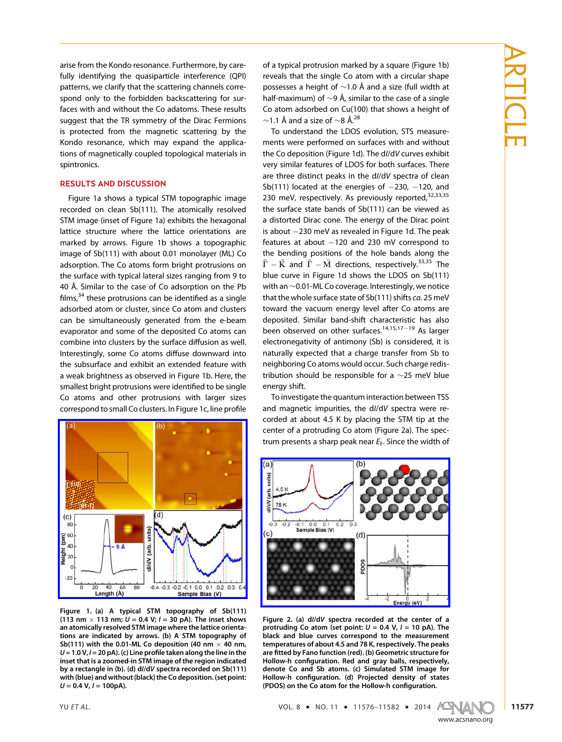arise from the Kondo resonance. Furthermore, by carefully identifying the quasiparticle interference (QPI) patterns, we clarify that the scattering channels correspond only to the forbidden backscattering for surfaces with and without the Co adatoms. These results suggest that the TR symmetry of the Dirac Fermions is protected from the magnetic scattering by the Kondo resonance, which may expand the applications of magnetically coupled topological materials in spintronics.

## RESULTS AND DISCUSSION

Figure 1a shows a typical STM topographic image recorded on clean Sb(111). The atomically resolved STM image (inset of Figure 1a) exhibits the hexagonal lattice structure where the lattice orientations are marked by arrows. Figure 1b shows a topographic image of Sb(111) with about 0.01 monolayer (ML) Co adsorption. The Co atoms form bright protrusions on the surface with typical lateral sizes ranging from 9 to 40 Å. Similar to the case of Co adsorption on the Pb films,[34] these protrusions can be identified as a single adsorbed atom or cluster, since Co atom and clusters can be simultaneously generated from the e-beam evaporator and some of the deposited Co atoms can combine into clusters by the surface diffusion as well. Interestingly, some Co atoms diffuse downward into the subsurface and exhibit an extended feature with a weak brightness as observed in Figure 1b. Here, the smallest bright protrusions were identified to be single Co atoms and other protrusions with larger sizes correspond to small Co clusters. In Figure 1c, line profile of a typical protrusion marked by a square (Figure 1b) reveals that the single Co atom with a circular shape possesses a height of ∼1.0 Å and a size (full width at half-maximum) of ∼9 Å, similar to the case of a single Co atom adsorbed on Cu(100) that shows a height of ∼1.1 Å and a size of ∼8 Å.[28]

To understand the LDOS evolution, STS measurements were performed on surfaces with and without the Co deposition (Figure 1d). The d*I*/d*V* curves exhibit very similar features of LDOS for both surfaces. There are three distinct peaks in the d*I*/d*V* spectra of clean Sb(111) located at the energies of −230, −120, and 230 meV, respectively. As previously reported,[32,33,35] the surface state bands of Sb(111) can be viewed as a distorted Dirac cone. The energy of the Dirac point is about −230 meV as revealed in Figure 1d. The peak features at about −120 and 230 mV correspond to the bending positions of the hole bands along the $\bar{\Gamma}-\bar{K}$ and $\bar{\Gamma}-\bar{M}$ directions, respectively.[33,35] The blue curve in Figure 1d shows the LDOS on Sb(111) with an ∼0.01-ML Co coverage. Interestingly, we notice that the whole surface state of Sb(111) shifts *ca.* 25 meV toward the vacuum energy level after Co atoms are deposited. Similar band-shift characteristic has also been observed on other surfaces.[14,15,17−19] As larger electronegativity of antimony (Sb) is considered, it is naturally expected that a charge transfer from Sb to neighboring Co atoms would occur. Such charge redistribution should be responsible for a ∼25 meV blue energy shift.

To investigate the quantum interaction between TSS and magnetic impurities, the d*I*/d*V* spectra were recorded at about 4.5 K by placing the STM tip at the center of a protruding Co atom (Figure 2a). The spectrum presents a sharp peak near $E_F$. Since the width of

**Figure 1.** (a) A typical STM topography of Sb(111) (113 nm × 113 nm; *U* = 0.4 V; *I* = 30 pA). The inset shows an atomically resolved STM image where the lattice orientations are indicated by arrows. (b) A STM topography of Sb(111) with the 0.01-ML Co deposition (40 nm × 40 nm, *U* = 1.0 V, *I* = 20 pA). (c) Line profile taken along the line in the inset that is a zoomed-in STM image of the region indicated by a rectangle in (b). (d) d*I*/d*V* spectra recorded on Sb(111) with (blue) and without (black) the Co deposition. (set point: *U* = 0.4 V, *I* = 100pA).

**Figure 2.** (a) d*I*/d*V* spectra recorded at the center of a protruding Co atom (set point: *U* = 0.4 V, *I* = 10 pA). The black and blue curves correspond to the measurement temperatures of about 4.5 and 78 K, respectively. The peaks are fitted by Fano function (red). (b) Geometric structure for Hollow-h configuration. Red and gray balls, respectively, denote Co and Sb atoms. (c) Simulated STM image for Hollow-h configuration. (d) Projected density of states (PDOS) on the Co atom for the Hollow-h configuration.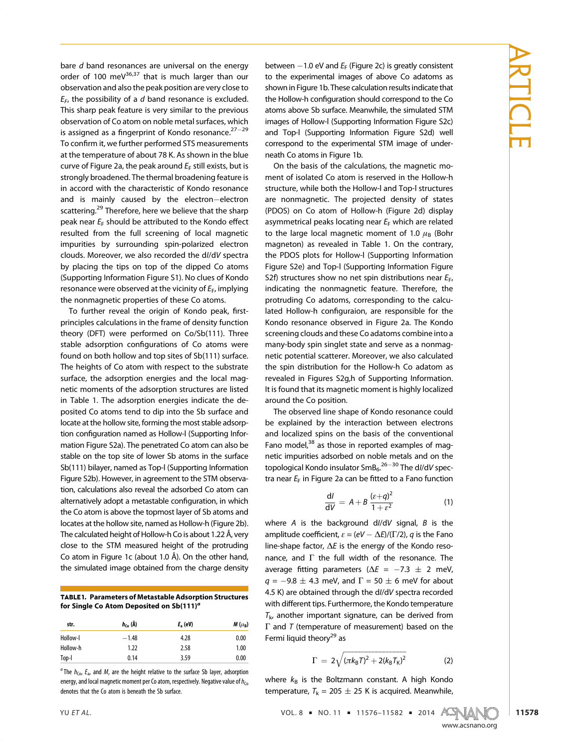bare $d$ band resonances are universal on the energy order of 100 meV[36,37] that is much larger than our observation and also the peak position are very close to $E_F$, the possibility of a $d$ band resonance is excluded. This sharp peak feature is very similar to the previous observation of Co atom on noble metal surfaces, which is assigned as a fingerprint of Kondo resonance.[27−29] To confirm it, we further performed STS measurements at the temperature of about 78 K. As shown in the blue curve of Figure 2a, the peak around $E_F$ still exists, but is strongly broadened. The thermal broadening feature is in accord with the characteristic of Kondo resonance and is mainly caused by the electron−electron scattering.[29] Therefore, here we believe that the sharp peak near $E_F$ should be attributed to the Kondo effect resulted from the full screening of local magnetic impurities by surrounding spin-polarized electron clouds. Moreover, we also recorded the d$I$/d$V$ spectra by placing the tips on top of the dipped Co atoms (Supporting Information Figure S1). No clues of Kondo resonance were observed at the vicinity of $E_F$, implying the nonmagnetic properties of these Co atoms.

To further reveal the origin of Kondo peak, first-principles calculations in the frame of density function theory (DFT) were performed on Co/Sb(111). Three stable adsorption configurations of Co atoms were found on both hollow and top sites of Sb(111) surface. The heights of Co atom with respect to the substrate surface, the adsorption energies and the local magnetic moments of the adsorption structures are listed in Table 1. The adsorption energies indicate the deposited Co atoms tend to dip into the Sb surface and locate at the hollow site, forming the most stable adsorption configuration named as Hollow-l (Supporting Information Figure S2a). The penetrated Co atom can also be stable on the top site of lower Sb atoms in the surface Sb(111) bilayer, named as Top-l (Supporting Information Figure S2b). However, in agreement to the STM observation, calculations also reveal the adsorbed Co atom can alternatively adopt a metastable configuration, in which the Co atom is above the topmost layer of Sb atoms and locates at the hollow site, named as Hollow-h (Figure 2b). The calculated height of Hollow-h Co is about 1.22 Å, very close to the STM measured height of the protruding Co atom in Figure 1c (about 1.0 Å). On the other hand, the simulated image obtained from the charge density

**TABLE 1. Parameters of Metastable Adsorption Structures for Single Co Atom Deposited on Sb(111)[a]**

| str. | $h_{Co}$ (Å) | $E_a$ (eV) | $M$ ($\mu_B$) |
|---|---|---|---|
| Hollow-l | −1.48 | 4.28 | 0.00 |
| Hollow-h | 1.22 | 2.58 | 1.00 |
| Top-l | 0.14 | 3.59 | 0.00 |

[a] The $h_{Co}$, $E_a$, and $M$, are the height relative to the surface Sb layer, adsorption energy, and local magnetic moment per Co atom, respectively. Negative value of $h_{Co}$ denotes that the Co atom is beneath the Sb surface.

between −1.0 eV and $E_F$ (Figure 2c) is greatly consistent to the experimental images of above Co adatoms as shown in Figure 1b. These calculation results indicate that the Hollow-h configuration should correspond to the Co atoms above Sb surface. Meanwhile, the simulated STM images of Hollow-l (Supporting Information Figure S2c) and Top-l (Supporting Information Figure S2d) well correspond to the experimental STM image of underneath Co atoms in Figure 1b.

On the basis of the calculations, the magnetic moment of isolated Co atom is reserved in the Hollow-h structure, while both the Hollow-l and Top-l structures are nonmagnetic. The projected density of states (PDOS) on Co atom of Hollow-h (Figure 2d) display asymmetrical peaks locating near $E_F$ which are related to the large local magnetic moment of 1.0 $\mu_B$ (Bohr magneton) as revealed in Table 1. On the contrary, the PDOS plots for Hollow-l (Supporting Information Figure S2e) and Top-l (Supporting Information Figure S2f) structures show no net spin distributions near $E_F$, indicating the nonmagnetic feature. Therefore, the protruding Co adatoms, corresponding to the calculated Hollow-h configuraion, are responsible for the Kondo resonance observed in Figure 2a. The Kondo screening clouds and these Co adatoms combine into a many-body spin singlet state and serve as a nonmagnetic potential scatterer. Moreover, we also calculated the spin distribution for the Hollow-h Co adatom as revealed in Figures S2g,h of Supporting Information. It is found that its magnetic moment is highly localized around the Co position.

The observed line shape of Kondo resonance could be explained by the interaction between electrons and localized spins on the basis of the conventional Fano model,[38] as those in reported examples of magnetic impurities adsorbed on noble metals and on the topological Kondo insulator $SmB_6$.[26−30] The d$I$/d$V$ spectra near $E_F$ in Figure 2a can be fitted to a Fano function

$$\frac{dI}{dV} = A + B\,\frac{(\varepsilon+q)^2}{1+\varepsilon^2} \tag{1}$$

where $A$ is the background d$I$/d$V$ signal, $B$ is the amplitude coefficient, $\varepsilon = (eV - \Delta E)/(\Gamma/2)$, $q$ is the Fano line-shape factor, $\Delta E$ is the energy of the Kondo resonance, and $\Gamma$ the full width of the resonance. The average fitting parameters ($\Delta E$ = −7.3 ± 2 meV, $q$ = −9.8 ± 4.3 meV, and $\Gamma$ = 50 ± 6 meV for about 4.5 K) are obtained through the d$I$/d$V$ spectra recorded with different tips. Furthermore, the Kondo temperature $T_k$, another important signature, can be derived from $\Gamma$ and $T$ (temperature of measurement) based on the Fermi liquid theory[29] as

$$\Gamma = 2\sqrt{(\pi k_B T)^2 + 2(k_B T_K)^2} \tag{2}$$

where $k_B$ is the Boltzmann constant. A high Kondo temperature, $T_k$ = 205 ± 25 K is acquired. Meanwhile,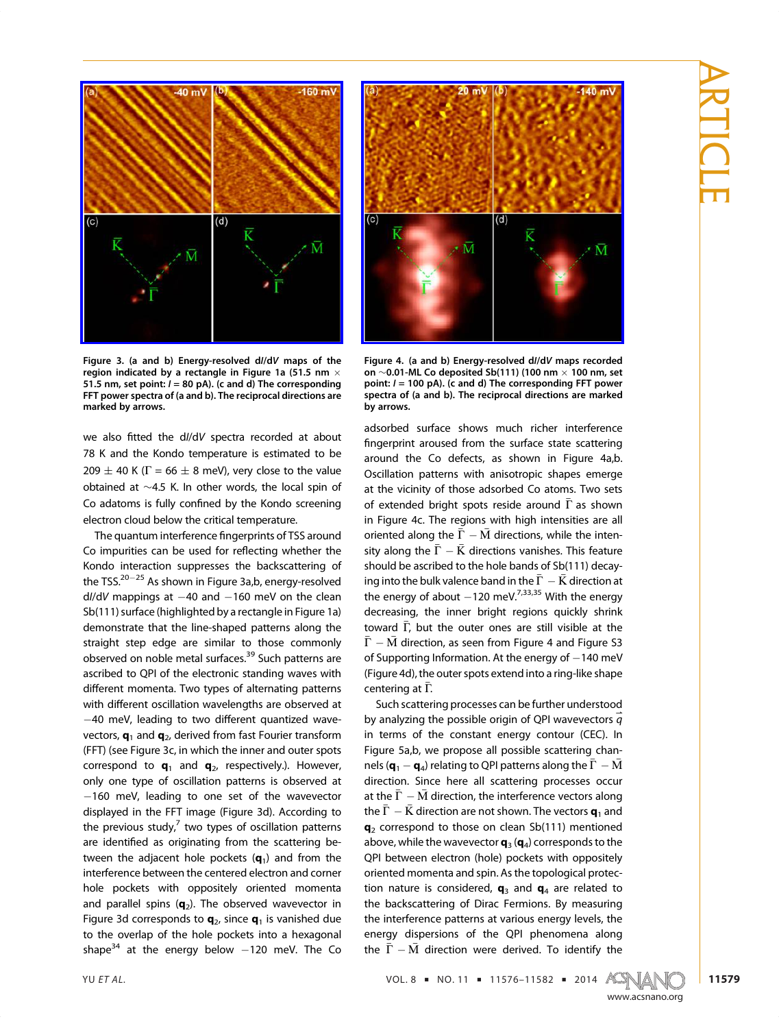Figure 3. (a and b) Energy-resolved d$I$/d$V$ maps of the region indicated by a rectangle in Figure 1a (51.5 nm × 51.5 nm, set point: $I$ = 80 pA). (c and d) The corresponding FFT power spectra of (a and b). The reciprocal directions are marked by arrows.

Figure 4. (a and b) Energy-resolved d$I$/d$V$ maps recorded on ~0.01-ML Co deposited Sb(111) (100 nm × 100 nm, set point: $I$ = 100 pA). (c and d) The corresponding FFT power spectra of (a and b). The reciprocal directions are marked by arrows.

we also fitted the d$I$/d$V$ spectra recorded at about 78 K and the Kondo temperature is estimated to be 209 ± 40 K (Γ = 66 ± 8 meV), very close to the value obtained at ~4.5 K. In other words, the local spin of Co adatoms is fully confined by the Kondo screening electron cloud below the critical temperature.

The quantum interference fingerprints of TSS around Co impurities can be used for reflecting whether the Kondo interaction suppresses the backscattering of the TSS.[20−25] As shown in Figure 3a,b, energy-resolved d$I$/d$V$ mappings at −40 and −160 meV on the clean Sb(111) surface (highlighted by a rectangle in Figure 1a) demonstrate that the line-shaped patterns along the straight step edge are similar to those commonly observed on noble metal surfaces.[39] Such patterns are ascribed to QPI of the electronic standing waves with different momenta. Two types of alternating patterns with different oscillation wavelengths are observed at −40 meV, leading to two different quantized wavevectors, $\mathbf{q}_1$ and $\mathbf{q}_2$, derived from fast Fourier transform (FFT) (see Figure 3c, in which the inner and outer spots correspond to $\mathbf{q}_1$ and $\mathbf{q}_2$, respectively.). However, only one type of oscillation patterns is observed at −160 meV, leading to one set of the wavevector displayed in the FFT image (Figure 3d). According to the previous study,[7] two types of oscillation patterns are identified as originating from the scattering between the adjacent hole pockets ($\mathbf{q}_1$) and from the interference between the centered electron and corner hole pockets with oppositely oriented momenta and parallel spins ($\mathbf{q}_2$). The observed wavevector in Figure 3d corresponds to $\mathbf{q}_2$, since $\mathbf{q}_1$ is vanished due to the overlap of the hole pockets into a hexagonal shape[34] at the energy below −120 meV. The Co adsorbed surface shows much richer interference fingerprint aroused from the surface state scattering around the Co defects, as shown in Figure 4a,b. Oscillation patterns with anisotropic shapes emerge at the vicinity of those adsorbed Co atoms. Two sets of extended bright spots reside around $\bar{\Gamma}$ as shown in Figure 4c. The regions with high intensities are all oriented along the $\bar{\Gamma} - \bar{\mathrm{M}}$ directions, while the intensity along the $\bar{\Gamma} - \bar{\mathrm{K}}$ directions vanishes. This feature should be ascribed to the hole bands of Sb(111) decaying into the bulk valence band in the $\bar{\Gamma} - \bar{\mathrm{K}}$ direction at the energy of about −120 meV.[7,33,35] With the energy decreasing, the inner bright regions quickly shrink toward $\bar{\Gamma}$, but the outer ones are still visible at the $\bar{\Gamma} - \bar{\mathrm{M}}$ direction, as seen from Figure 4 and Figure S3 of Supporting Information. At the energy of −140 meV (Figure 4d), the outer spots extend into a ring-like shape centering at $\bar{\Gamma}$.

Such scattering processes can be further understood by analyzing the possible origin of QPI wavevectors $\vec{q}$ in terms of the constant energy contour (CEC). In Figure 5a,b, we propose all possible scattering channels ($\mathbf{q}_1 - \mathbf{q}_4$) relating to QPI patterns along the $\bar{\Gamma} - \bar{\mathrm{M}}$ direction. Since here all scattering processes occur at the $\bar{\Gamma} - \bar{\mathrm{M}}$ direction, the interference vectors along the $\bar{\Gamma} - \bar{\mathrm{K}}$ direction are not shown. The vectors $\mathbf{q}_1$ and $\mathbf{q}_2$ correspond to those on clean Sb(111) mentioned above, while the wavevector $\mathbf{q}_3$ ($\mathbf{q}_4$) corresponds to the QPI between electron (hole) pockets with oppositely oriented momenta and spin. As the topological protection nature is considered, $\mathbf{q}_3$ and $\mathbf{q}_4$ are related to the backscattering of Dirac Fermions. By measuring the interference patterns at various energy levels, the energy dispersions of the QPI phenomena along the $\bar{\Gamma} - \bar{\mathrm{M}}$ direction were derived. To identify the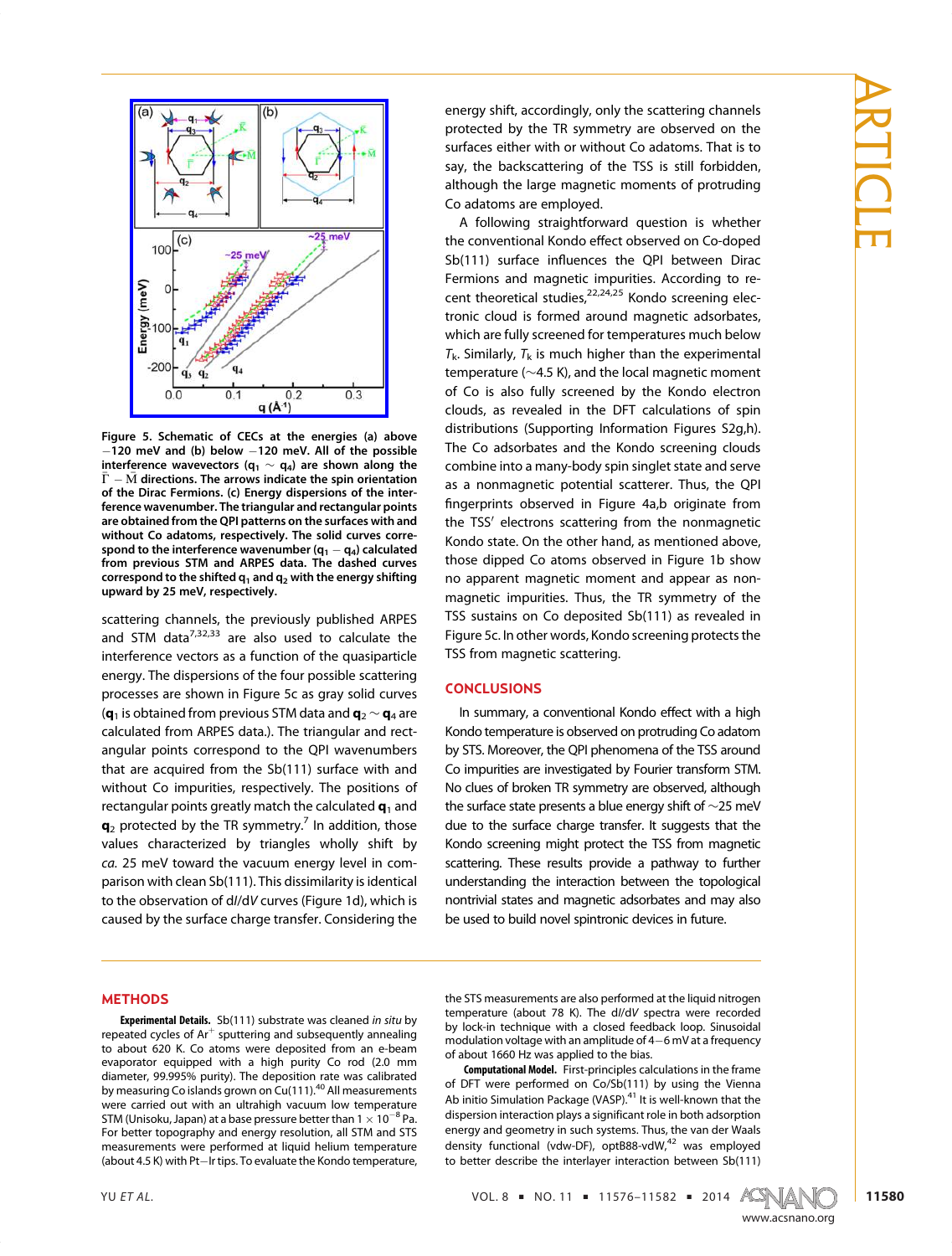Figure 5. Schematic of CECs at the energies (a) above −120 meV and (b) below −120 meV. All of the possible interference wavevectors ($\mathbf{q}_1 \sim \mathbf{q}_4$) are shown along the $\bar{\Gamma}-\bar{\mathrm{M}}$ directions. The arrows indicate the spin orientation of the Dirac Fermions. (c) Energy dispersions of the interference wavenumber. The triangular and rectangular points are obtained from the QPI patterns on the surfaces with and without Co adatoms, respectively. The solid curves correspond to the interference wavenumber ($\mathbf{q}_1 - \mathbf{q}_4$) calculated from previous STM and ARPES data. The dashed curves correspond to the shifted $\mathbf{q}_1$ and $\mathbf{q}_2$ with the energy shifting upward by 25 meV, respectively.

scattering channels, the previously published ARPES and STM data[7,32,33] are also used to calculate the interference vectors as a function of the quasiparticle energy. The dispersions of the four possible scattering processes are shown in Figure 5c as gray solid curves ($\mathbf{q}_1$ is obtained from previous STM data and $\mathbf{q}_2 \sim \mathbf{q}_4$ are calculated from ARPES data.). The triangular and rectangular points correspond to the QPI wavenumbers that are acquired from the Sb(111) surface with and without Co impurities, respectively. The positions of rectangular points greatly match the calculated $\mathbf{q}_1$ and $\mathbf{q}_2$ protected by the TR symmetry.[7] In addition, those values characterized by triangles wholly shift by *ca.* 25 meV toward the vacuum energy level in comparison with clean Sb(111). This dissimilarity is identical to the observation of d*I*/d*V* curves (Figure 1d), which is caused by the surface charge transfer. Considering the energy shift, accordingly, only the scattering channels protected by the TR symmetry are observed on the surfaces either with or without Co adatoms. That is to say, the backscattering of the TSS is still forbidden, although the large magnetic moments of protruding Co adatoms are employed.

A following straightforward question is whether the conventional Kondo effect observed on Co-doped Sb(111) surface influences the QPI between Dirac Fermions and magnetic impurities. According to recent theoretical studies,[22,24,25] Kondo screening electronic cloud is formed around magnetic adsorbates, which are fully screened for temperatures much below $T_k$. Similarly, $T_k$ is much higher than the experimental temperature (~4.5 K), and the local magnetic moment of Co is also fully screened by the Kondo electron clouds, as revealed in the DFT calculations of spin distributions (Supporting Information Figures S2g,h). The Co adsorbates and the Kondo screening clouds combine into a many-body spin singlet state and serve as a nonmagnetic potential scatterer. Thus, the QPI fingerprints observed in Figure 4a,b originate from the TSS' electrons scattering from the nonmagnetic Kondo state. On the other hand, as mentioned above, those dipped Co atoms observed in Figure 1b show no apparent magnetic moment and appear as nonmagnetic impurities. Thus, the TR symmetry of the TSS sustains on Co deposited Sb(111) as revealed in Figure 5c. In other words, Kondo screening protects the TSS from magnetic scattering.

## CONCLUSIONS

In summary, a conventional Kondo effect with a high Kondo temperature is observed on protruding Co adatom by STS. Moreover, the QPI phenomena of the TSS around Co impurities are investigated by Fourier transform STM. No clues of broken TR symmetry are observed, although the surface state presents a blue energy shift of ~25 meV due to the surface charge transfer. It suggests that the Kondo screening might protect the TSS from magnetic scattering. These results provide a pathway to further understanding the interaction between the topological nontrivial states and magnetic adsorbates and may also be used to build novel spintronic devices in future.

## METHODS

**Experimental Details.** Sb(111) substrate was cleaned *in situ* by repeated cycles of $Ar^+$ sputtering and subsequently annealing to about 620 K. Co atoms were deposited from an e-beam evaporator equipped with a high purity Co rod (2.0 mm diameter, 99.995% purity). The deposition rate was calibrated by measuring Co islands grown on Cu(111).[40] All measurements were carried out with an ultrahigh vacuum low temperature STM (Unisoku, Japan) at a base pressure better than $1 \times 10^{-8}$ Pa. For better topography and energy resolution, all STM and STS measurements were performed at liquid helium temperature (about 4.5 K) with Pt−Ir tips. To evaluate the Kondo temperature, the STS measurements are also performed at the liquid nitrogen temperature (about 78 K). The d*I*/d*V* spectra were recorded by lock-in technique with a closed feedback loop. Sinusoidal modulation voltage with an amplitude of 4−6 mV at a frequency of about 1660 Hz was applied to the bias.

**Computational Model.** First-principles calculations in the frame of DFT were performed on Co/Sb(111) by using the Vienna Ab initio Simulation Package (VASP).[41] It is well-known that the dispersion interaction plays a significant role in both adsorption energy and geometry in such systems. Thus, the van der Waals density functional (vdw-DF), optB88-vdW,[42] was employed to better describe the interlayer interaction between Sb(111)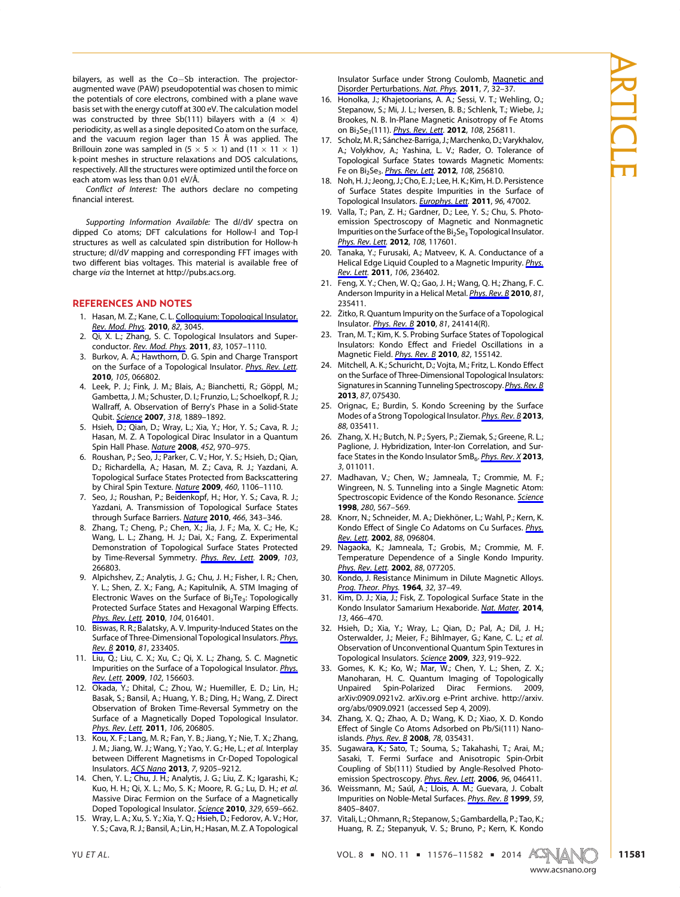bilayers, as well as the Co–Sb interaction. The projector-augmented wave (PAW) pseudopotential was chosen to mimic the potentials of core electrons, combined with a plane wave basis set with the energy cutoff at 300 eV. The calculation model was constructed by three Sb(111) bilayers with a (4 × 4) periodicity, as well as a single deposited Co atom on the surface, and the vacuum region lager than 15 Å was applied. The Brillouin zone was sampled in (5 × 5 × 1) and (11 × 11 × 1) k-point meshes in structure relaxations and DOS calculations, respectively. All the structures were optimized until the force on each atom was less than 0.01 eV/Å.

*Conflict of Interest:* The authors declare no competing financial interest.

*Supporting Information Available:* The dI/dV spectra on dipped Co atoms; DFT calculations for Hollow-I and Top-I structures as well as calculated spin distribution for Hollow-h structure; dI/dV mapping and corresponding FFT images with two different bias voltages. This material is available free of charge *via* the Internet at http://pubs.acs.org.

## REFERENCES AND NOTES

1. Hasan, M. Z.; Kane, C. L. Colloquium: Topological Insulator. *Rev. Mod. Phys.* **2010**, *82*, 3045.
2. Qi, X. L.; Zhang, S. C. Topological Insulators and Superconductor. *Rev. Mod. Phys.* **2011**, *83*, 1057–1110.
3. Burkov, A. A.; Hawthorn, D. G. Spin and Charge Transport on the Surface of a Topological Insulator. *Phys. Rev. Lett.* **2010**, *105*, 066802.
4. Leek, P. J.; Fink, J. M.; Blais, A.; Bianchetti, R.; Göppl, M.; Gambetta, J. M.; Schuster, D. I.; Frunzio, L.; Schoelkopf, R. J.; Wallraff, A. Observation of Berry's Phase in a Solid-State Qubit. *Science* **2007**, *318*, 1889–1892.
5. Hsieh, D.; Qian, D.; Wray, L.; Xia, Y.; Hor, Y. S.; Cava, R. J.; Hasan, M. Z. A Topological Dirac Insulator in a Quantum Spin Hall Phase. *Nature* **2008**, *452*, 970–975.
6. Roushan, P.; Seo, J.; Parker, C. V.; Hor, Y. S.; Hsieh, D.; Qian, D.; Richardella, A.; Hasan, M. Z.; Cava, R. J.; Yazdani, A. Topological Surface States Protected from Backscattering by Chiral Spin Texture. *Nature* **2009**, *460*, 1106–1110.
7. Seo, J.; Roushan, P.; Beidenkopf, H.; Hor, Y. S.; Cava, R. J.; Yazdani, A. Transmission of Topological Surface States through Surface Barriers. *Nature* **2010**, *466*, 343–346.
8. Zhang, T.; Cheng, P.; Chen, X.; Jia, J. F.; Ma, X. C.; He, K.; Wang, L. L.; Zhang, H. J.; Dai, X.; Fang, Z. Experimental Demonstration of Topological Surface States Protected by Time-Reversal Symmetry. *Phys. Rev. Lett.* **2009**, *103*, 266803.
9. Alpichshev, Z.; Analytis, J. G.; Chu, J. H.; Fisher, I. R.; Chen, Y. L.; Shen, Z. X.; Fang, A.; Kapitulnik, A. STM Imaging of Electronic Waves on the Surface of $Bi_2Te_3$: Topologically Protected Surface States and Hexagonal Warping Effects. *Phys. Rev. Lett.* **2010**, *104*, 016401.
10. Biswas, R. R.; Balatsky, A. V. Impurity-Induced States on the Surface of Three-Dimensional Topological Insulators. *Phys. Rev. B* **2010**, *81*, 233405.
11. Liu, Q.; Liu, C. X.; Xu, C.; Qi, X. L.; Zhang, S. C. Magnetic Impurities on the Surface of a Topological Insulator. *Phys. Rev. Lett.* **2009**, *102*, 156603.
12. Okada, Y.; Dhital, C.; Zhou, W.; Huemiller, E. D.; Lin, H.; Basak, S.; Bansil, A.; Huang, Y. B.; Ding, H.; Wang, Z. Direct Observation of Broken Time-Reversal Symmetry on the Surface of a Magnetically Doped Topological Insulator. *Phys. Rev. Lett.* **2011**, *106*, 206805.
13. Kou, X. F.; Lang, M. R.; Fan, Y. B.; Jiang, Y.; Nie, T. X.; Zhang, J. M.; Jiang, W. J.; Wang, Y.; Yao, Y. G.; He, L.; *et al.* Interplay between Different Magnetisms in Cr-Doped Topological Insulators. *ACS Nano* **2013**, *7*, 9205–9212.
14. Chen, Y. L.; Chu, J. H.; Analytis, J. G.; Liu, Z. K.; Igarashi, K.; Kuo, H. H.; Qi, X. L.; Mo, S. K.; Moore, R. G.; Lu, D. H.; *et al.* Massive Dirac Fermion on the Surface of a Magnetically Doped Topological Insulator. *Science* **2010**, *329*, 659–662.
15. Wray, L. A.; Xu, S. Y.; Xia, Y. Q.; Hsieh, D.; Fedorov, A. V.; Hor, Y. S.; Cava, R. J.; Bansil, A.; Lin, H.; Hasan, M. Z. A Topological Insulator Surface under Strong Coulomb, Magnetic and Disorder Perturbations. *Nat. Phys.* **2011**, *7*, 32–37.
16. Honolka, J.; Khajetoorians, A. A.; Sessi, V. T.; Wehling, O.; Stepanow, S.; Mi, J. L.; Iversen, B. B.; Schlenk, T.; Wiebe, J.; Brookes, N. B. In-Plane Magnetic Anisotropy of Fe Atoms on $Bi_2Se_3$(111). *Phys. Rev. Lett.* **2012**, *108*, 256811.
17. Scholz, M. R.; Sánchez-Barriga, J.; Marchenko, D.; Varykhalov, A.; Volykhov, A.; Yashina, L. V.; Rader, O. Tolerance of Topological Surface States towards Magnetic Moments: Fe on $Bi_2Se_3$. *Phys. Rev. Lett.* **2012**, *108*, 256810.
18. Noh, H. J.; Jeong, J.; Cho, E. J.; Lee, H. K.; Kim, H. D. Persistence of Surface States despite Impurities in the Surface of Topological Insulators. *Europhys. Lett.* **2011**, *96*, 47002.
19. Valla, T.; Pan, Z. H.; Gardner, D.; Lee, Y. S.; Chu, S. Photoemission Spectroscopy of Magnetic and Nonmagnetic Impurities on the Surface of the $Bi_2Se_3$ Topological Insulator. *Phys. Rev. Lett.* **2012**, *108*, 117601.
20. Tanaka, Y.; Furusaki, A.; Matveev, K. A. Conductance of a Helical Edge Liquid Coupled to a Magnetic Impurity. *Phys. Rev. Lett.* **2011**, *106*, 236402.
21. Feng, X. Y.; Chen, W. Q.; Gao, J. H.; Wang, Q. H.; Zhang, F. C. Anderson Impurity in a Helical Metal. *Phys. Rev. B* **2010**, *81*, 235411.
22. Žitko, R. Quantum Impurity on the Surface of a Topological Insulator. *Phys. Rev. B* **2010**, *81*, 241414(R).
23. Tran, M. T.; Kim, K. S. Probing Surface States of Topological Insulators: Kondo Effect and Friedel Oscillations in a Magnetic Field. *Phys. Rev. B* **2010**, *82*, 155142.
24. Mitchell, A. K.; Schuricht, D.; Vojta, M.; Fritz, L. Kondo Effect on the Surface of Three-Dimensional Topological Insulators: Signatures in Scanning Tunneling Spectroscopy. *Phys. Rev. B* **2013**, *87*, 075430.
25. Orignac, E.; Burdin, S. Kondo Screening by the Surface Modes of a Strong Topological Insulator. *Phys. Rev. B* **2013**, *88*, 035411.
26. Zhang, X. H.; Butch, N. P.; Syers, P.; Ziemak, S.; Greene, R. L.; Paglione, J. Hybridization, Inter-Ion Correlation, and Surface States in the Kondo Insulator $SmB_6$. *Phys. Rev. X* **2013**, *3*, 011011.
27. Madhavan, V.; Chen, W.; Jamneala, T.; Crommie, M. F.; Wingreen, N. S. Tunneling into a Single Magnetic Atom: Spectroscopic Evidence of the Kondo Resonance. *Science* **1998**, *280*, 567–569.
28. Knorr, N.; Schneider, M. A.; Diekhöner, L.; Wahl, P.; Kern, K. Kondo Effect of Single Co Adatoms on Cu Surfaces. *Phys. Rev. Lett.* **2002**, *88*, 096804.
29. Nagaoka, K.; Jamneala, T.; Grobis, M.; Crommie, M. F. Temperature Dependence of a Single Kondo Impurity. *Phys. Rev. Lett.* **2002**, *88*, 077205.
30. Kondo, J. Resistance Minimum in Dilute Magnetic Alloys. *Prog. Theor. Phys.* **1964**, *32*, 37–49.
31. Kim, D. J.; Xia, J.; Fisk, Z. Topological Surface State in the Kondo Insulator Samarium Hexaboride. *Nat. Mater.* **2014**, *13*, 466–470.
32. Hsieh, D.; Xia, Y.; Wray, L.; Qian, D.; Pal, A.; Dil, J. H.; Osterwalder, J.; Meier, F.; Bihlmeyer, G.; Kane, C. L.; *et al.* Observation of Unconventional Quantum Spin Textures in Topological Insulators. *Science* **2009**, *323*, 919–922.
33. Gomes, K. K.; Ko, W.; Mar, W.; Chen, Y. L.; Shen, Z. X.; Manoharan, H. C. Quantum Imaging of Topologically Unpaired Spin-Polarized Dirac Fermions. 2009, arXiv:0909.0921v2. arXiv.org e-Print archive. http://arxiv.org/abs/0909.0921 (accessed Sep 4, 2009).
34. Zhang, X. Q.; Zhao, A. D.; Wang, K. D.; Xiao, X. D. Kondo Effect of Single Co Atoms Adsorbed on Pb/Si(111) Nanoislands. *Phys. Rev. B* **2008**, *78*, 035431.
35. Sugawara, K.; Sato, T.; Souma, S.; Takahashi, T.; Arai, M.; Sasaki, T. Fermi Surface and Anisotropic Spin-Orbit Coupling of Sb(111) Studied by Angle-Resolved Photoemission Spectroscopy. *Phys. Rev. Lett.* **2006**, *96*, 046411.
36. Weissmann, M.; Saúl, A.; Llois, A. M.; Guevara, J. Cobalt Impurities on Noble-Metal Surfaces. *Phys. Rev. B* **1999**, *59*, 8405–8407.
37. Vitali, L.; Ohmann, R.; Stepanow, S.; Gambardella, P.; Tao, K.; Huang, R. Z.; Stepanyuk, V. S.; Bruno, P.; Kern, K. Kondo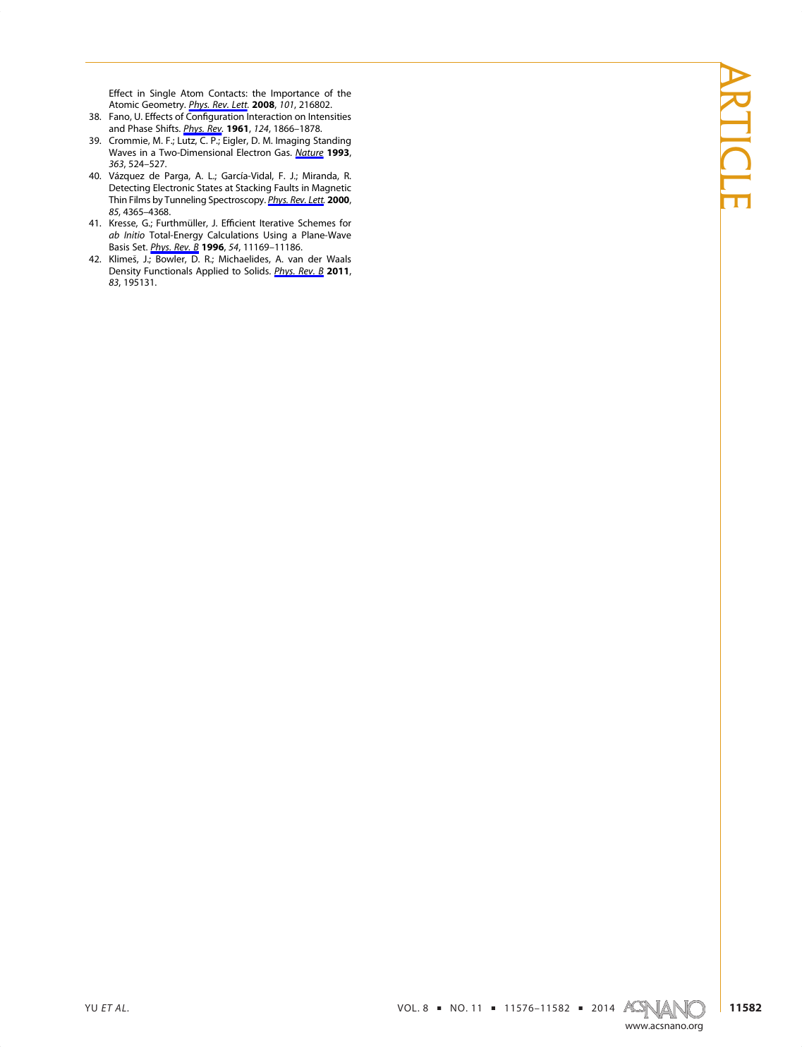Effect in Single Atom Contacts: the Importance of the Atomic Geometry. *Phys. Rev. Lett.* **2008**, *101*, 216802.

38. Fano, U. Effects of Configuration Interaction on Intensities and Phase Shifts. *Phys. Rev.* **1961**, *124*, 1866–1878.
39. Crommie, M. F.; Lutz, C. P.; Eigler, D. M. Imaging Standing Waves in a Two-Dimensional Electron Gas. *Nature* **1993**, *363*, 524–527.
40. Vázquez de Parga, A. L.; García-Vidal, F. J.; Miranda, R. Detecting Electronic States at Stacking Faults in Magnetic Thin Films by Tunneling Spectroscopy. *Phys. Rev. Lett.* **2000**, *85*, 4365–4368.
41. Kresse, G.; Furthmüller, J. Efficient Iterative Schemes for *ab Initio* Total-Energy Calculations Using a Plane-Wave Basis Set. *Phys. Rev. B* **1996**, *54*, 11169–11186.
42. Klimeš, J.; Bowler, D. R.; Michaelides, A. van der Waals Density Functionals Applied to Solids. *Phys. Rev. B* **2011**, *83*, 195131.